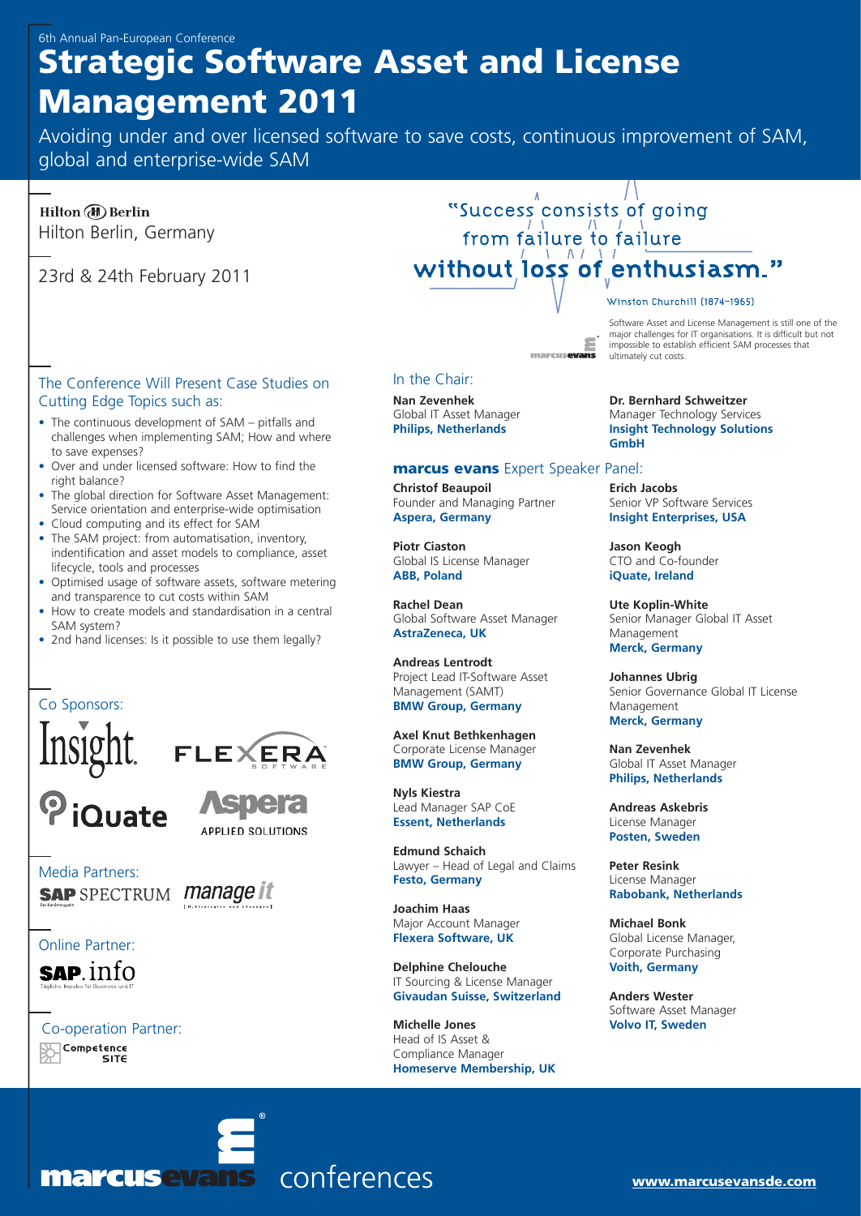6th Annual Pan-European Conference

# Strategic Software Asset and License Management 2011

Avoiding under and over licensed software to save costs, continuous improvement of SAM, global and enterprise-wide SAM

Hilton Berlin

Hilton Berlin, Germany

23rd & 24th February 2011

"Success consists of going from failure to failure without loss of enthusiasm."

Winston Churchill (1874–1965)

Software Asset and License Management is still one of the major challenges for IT organisations. It is difficult but not impossible to establish efficient SAM processes that ultimately cut costs.

## The Conference Will Present Case Studies on Cutting Edge Topics such as:

- The continuous development of SAM – pitfalls and challenges when implementing SAM; How and where to save expenses?
- Over and under licensed software: How to find the right balance?
- The global direction for Software Asset Management: Service orientation and enterprise-wide optimisation
- Cloud computing and its effect for SAM
- The SAM project: from automatisation, inventory, indentification and asset models to compliance, asset lifecycle, tools and processes
- Optimised usage of software assets, software metering and transparence to cut costs within SAM
- How to create models and standardisation in a central SAM system?
- 2nd hand licenses: Is it possible to use them legally?

## Co Sponsors:

Insight, Flexera Software, iQuate, Aspera Applied Solutions

## Media Partners:

SAP Spectrum, manage it

## Online Partner:

SAP.info

## Co-operation Partner:

Competence Site

## In the Chair:

**Nan Zevenhek**
Global IT Asset Manager
**Philips, Netherlands**

**Dr. Bernhard Schweitzer**
Manager Technology Services
**Insight Technology Solutions GmbH**

## marcus evans Expert Speaker Panel:

**Christof Beaupoil**
Founder and Managing Partner
**Aspera, Germany**

**Piotr Ciaston**
Global IS License Manager
**ABB, Poland**

**Rachel Dean**
Global Software Asset Manager
**AstraZeneca, UK**

**Andreas Lentrodt**
Project Lead IT-Software Asset Management (SAMT)
**BMW Group, Germany**

**Axel Knut Bethkenhagen**
Corporate License Manager
**BMW Group, Germany**

**Nyls Kiestra**
Lead Manager SAP CoE
**Essent, Netherlands**

**Edmund Schaich**
Lawyer – Head of Legal and Claims
**Festo, Germany**

**Joachim Haas**
Major Account Manager
**Flexera Software, UK**

**Delphine Chelouche**
IT Sourcing & License Manager
**Givaudan Suisse, Switzerland**

**Michelle Jones**
Head of IS Asset & Compliance Manager
**Homeserve Membership, UK**

**Erich Jacobs**
Senior VP Software Services
**Insight Enterprises, USA**

**Jason Keogh**
CTO and Co-founder
**iQuate, Ireland**

**Ute Koplin-White**
Senior Manager Global IT Asset Management
**Merck, Germany**

**Johannes Ubrig**
Senior Governance Global IT License Management
**Merck, Germany**

**Nan Zevenhek**
Global IT Asset Manager
**Philips, Netherlands**

**Andreas Askebris**
License Manager
**Posten, Sweden**

**Peter Resink**
License Manager
**Rabobank, Netherlands**

**Michael Bonk**
Global License Manager, Corporate Purchasing
**Voith, Germany**

**Anders Wester**
Software Asset Manager
**Volvo IT, Sweden**

marcus evans conferences

www.marcusevansde.com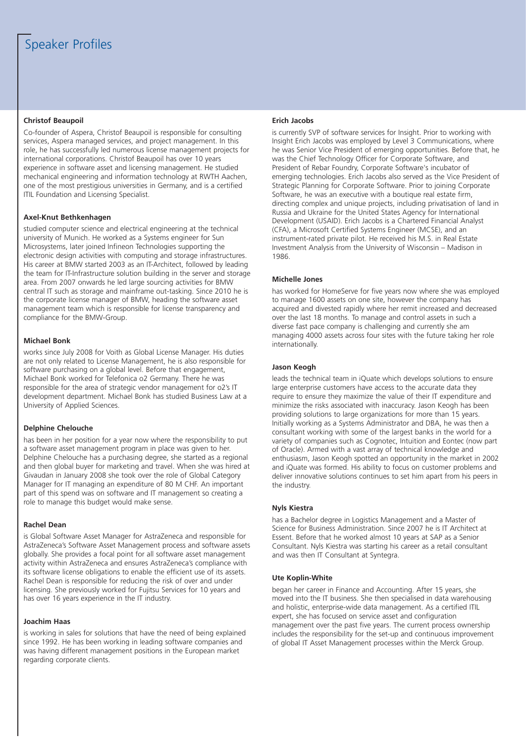# Speaker Profiles

**Christof Beaupoil**

Co-founder of Aspera, Christof Beaupoil is responsible for consulting services, Aspera managed services, and project management. In this role, he has successfully led numerous license management projects for international corporations. Christof Beaupoil has over 10 years experience in software asset and licensing management. He studied mechanical engineering and information technology at RWTH Aachen, one of the most prestigious universities in Germany, and is a certified ITIL Foundation and Licensing Specialist.

**Axel-Knut Bethkenhagen**

studied computer science and electrical engineering at the technical university of Munich. He worked as a Systems engineer for Sun Microsystems, later joined Infineon Technologies supporting the electronic design activities with computing and storage infrastructures. His career at BMW started 2003 as an IT-Architect, followed by leading the team for IT-Infrastructure solution building in the server and storage area. From 2007 onwards he led large sourcing activities for BMW central IT such as storage and mainframe out-tasking. Since 2010 he is the corporate license manager of BMW, heading the software asset management team which is responsible for license transparency and compliance for the BMW-Group.

**Michael Bonk**

works since July 2008 for Voith as Global License Manager. His duties are not only related to License Management, he is also responsible for software purchasing on a global level. Before that engagement, Michael Bonk worked for Telefonica o2 Germany. There he was responsible for the area of strategic vendor management for o2's IT development department. Michael Bonk has studied Business Law at a University of Applied Sciences.

**Delphine Chelouche**

has been in her position for a year now where the responsibility to put a software asset management program in place was given to her. Delphine Chelouche has a purchasing degree, she started as a regional and then global buyer for marketing and travel. When she was hired at Givaudan in January 2008 she took over the role of Global Category Manager for IT managing an expenditure of 80 M CHF. An important part of this spend was on software and IT management so creating a role to manage this budget would make sense.

**Rachel Dean**

is Global Software Asset Manager for AstraZeneca and responsible for AstraZeneca's Software Asset Management process and software assets globally. She provides a focal point for all software asset management activity within AstraZeneca and ensures AstraZeneca's compliance with its software license obligations to enable the efficient use of its assets. Rachel Dean is responsible for reducing the risk of over and under licensing. She previously worked for Fujitsu Services for 10 years and has over 16 years experience in the IT industry.

**Joachim Haas**

is working in sales for solutions that have the need of being explained since 1992. He has been working in leading software companies and was having different management positions in the European market regarding corporate clients.

**Erich Jacobs**

is currently SVP of software services for Insight. Prior to working with Insight Erich Jacobs was employed by Level 3 Communications, where he was Senior Vice President of emerging opportunities. Before that, he was the Chief Technology Officer for Corporate Software, and President of Rebar Foundry, Corporate Software's incubator of emerging technologies. Erich Jacobs also served as the Vice President of Strategic Planning for Corporate Software. Prior to joining Corporate Software, he was an executive with a boutique real estate firm, directing complex and unique projects, including privatisation of land in Russia and Ukraine for the United States Agency for International Development (USAID). Erich Jacobs is a Chartered Financial Analyst (CFA), a Microsoft Certified Systems Engineer (MCSE), and an instrument-rated private pilot. He received his M.S. in Real Estate Investment Analysis from the University of Wisconsin – Madison in 1986.

**Michelle Jones**

has worked for HomeServe for five years now where she was employed to manage 1600 assets on one site, however the company has acquired and divested rapidly where her remit increased and decreased over the last 18 months. To manage and control assets in such a diverse fast pace company is challenging and currently she am managing 4000 assets across four sites with the future taking her role internationally.

**Jason Keogh**

leads the technical team in iQuate which develops solutions to ensure large enterprise customers have access to the accurate data they require to ensure they maximize the value of their IT expenditure and minimize the risks associated with inaccuracy. Jason Keogh has been providing solutions to large organizations for more than 15 years. Initially working as a Systems Administrator and DBA, he was then a consultant working with some of the largest banks in the world for a variety of companies such as Cognotec, Intuition and Eontec (now part of Oracle). Armed with a vast array of technical knowledge and enthusiasm, Jason Keogh spotted an opportunity in the market in 2002 and iQuate was formed. His ability to focus on customer problems and deliver innovative solutions continues to set him apart from his peers in the industry.

**Nyls Kiestra**

has a Bachelor degree in Logistics Management and a Master of Science for Business Administration. Since 2007 he is IT Architect at Essent. Before that he worked almost 10 years at SAP as a Senior Consultant. Nyls Kiestra was starting his career as a retail consultant and was then IT Consultant at Syntegra.

**Ute Koplin-White**

began her career in Finance and Accounting. After 15 years, she moved into the IT business. She then specialised in data warehousing and holistic, enterprise-wide data management. As a certified ITIL expert, she has focused on service asset and configuration management over the past five years. The current process ownership includes the responsibility for the set-up and continuous improvement of global IT Asset Management processes within the Merck Group.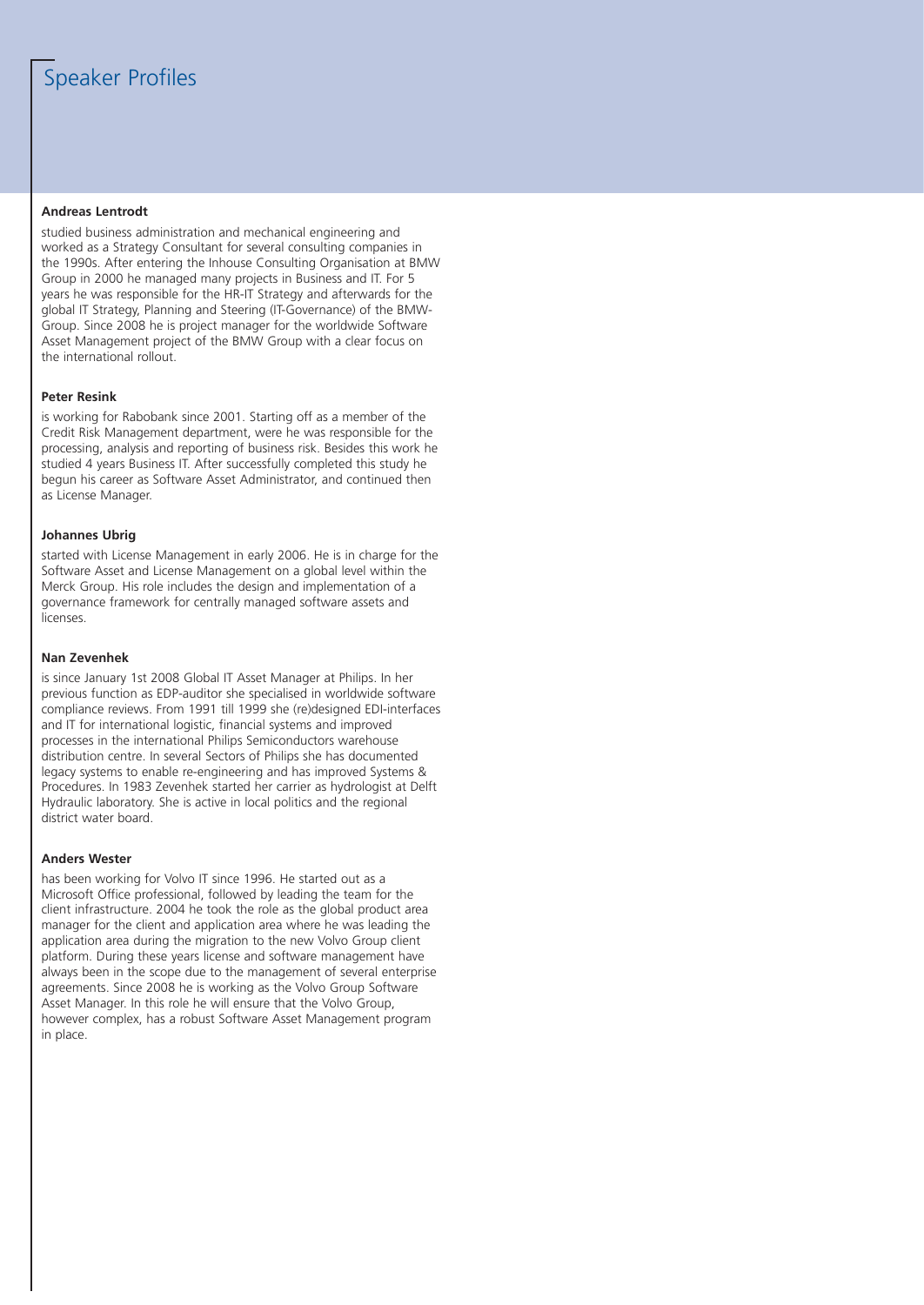# Speaker Profiles

**Andreas Lentrodt**

studied business administration and mechanical engineering and worked as a Strategy Consultant for several consulting companies in the 1990s. After entering the Inhouse Consulting Organisation at BMW Group in 2000 he managed many projects in Business and IT. For 5 years he was responsible for the HR-IT Strategy and afterwards for the global IT Strategy, Planning and Steering (IT-Governance) of the BMW-Group. Since 2008 he is project manager for the worldwide Software Asset Management project of the BMW Group with a clear focus on the international rollout.

**Peter Resink**

is working for Rabobank since 2001. Starting off as a member of the Credit Risk Management department, were he was responsible for the processing, analysis and reporting of business risk. Besides this work he studied 4 years Business IT. After successfully completed this study he begun his career as Software Asset Administrator, and continued then as License Manager.

**Johannes Ubrig**

started with License Management in early 2006. He is in charge for the Software Asset and License Management on a global level within the Merck Group. His role includes the design and implementation of a governance framework for centrally managed software assets and licenses.

**Nan Zevenhek**

is since January 1st 2008 Global IT Asset Manager at Philips. In her previous function as EDP-auditor she specialised in worldwide software compliance reviews. From 1991 till 1999 she (re)designed EDI-interfaces and IT for international logistic, financial systems and improved processes in the international Philips Semiconductors warehouse distribution centre. In several Sectors of Philips she has documented legacy systems to enable re-engineering and has improved Systems & Procedures. In 1983 Zevenhek started her carrier as hydrologist at Delft Hydraulic laboratory. She is active in local politics and the regional district water board.

**Anders Wester**

has been working for Volvo IT since 1996. He started out as a Microsoft Office professional, followed by leading the team for the client infrastructure. 2004 he took the role as the global product area manager for the client and application area where he was leading the application area during the migration to the new Volvo Group client platform. During these years license and software management have always been in the scope due to the management of several enterprise agreements. Since 2008 he is working as the Volvo Group Software Asset Manager. In this role he will ensure that the Volvo Group, however complex, has a robust Software Asset Management program in place.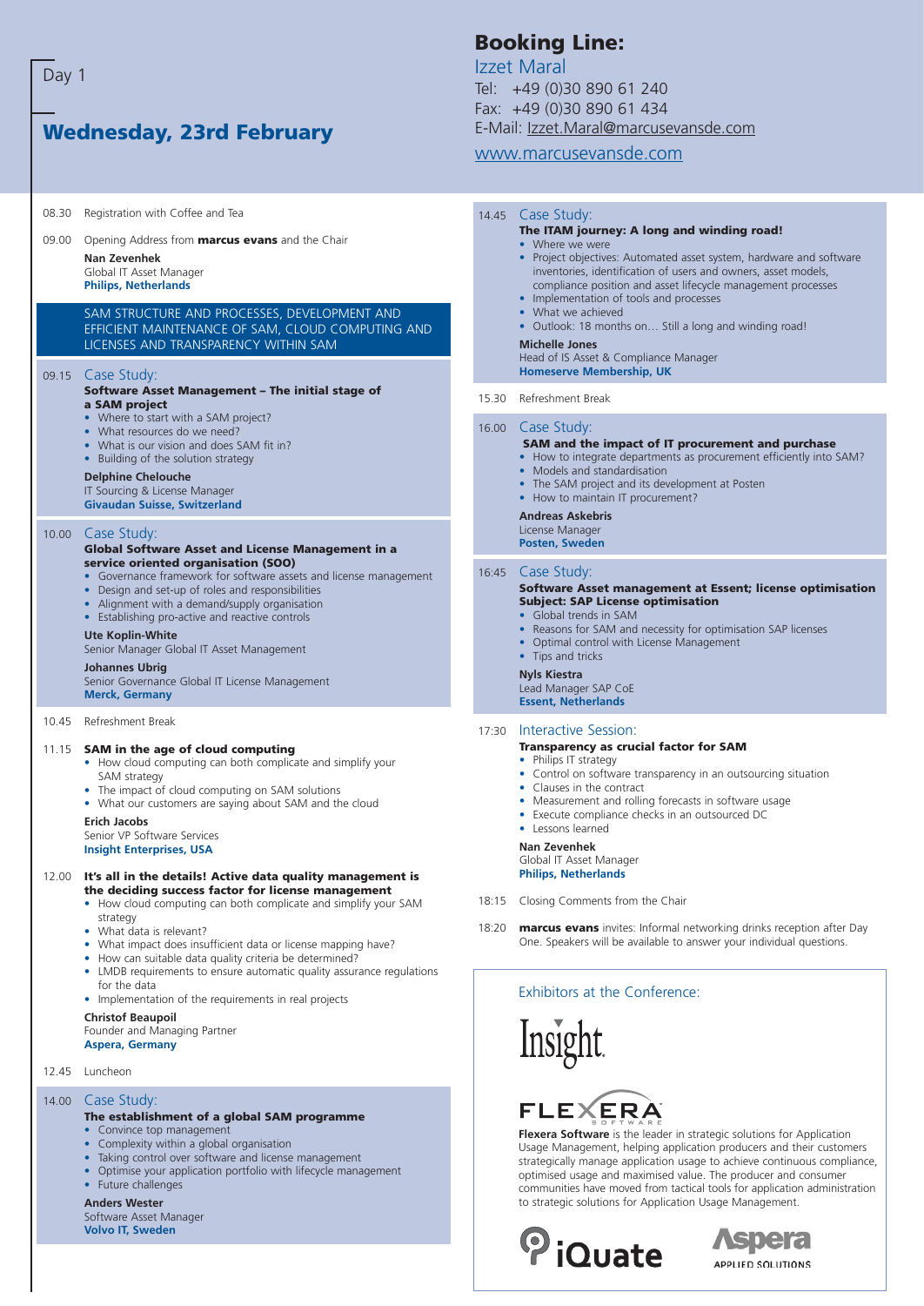Day 1

# Wednesday, 23rd February

## Booking Line:

Izzet Maral
Tel: +49 (0)30 890 61 240
Fax: +49 (0)30 890 61 434
E-Mail: Izzet.Maral@marcusevansde.com

www.marcusevansde.com

08.30 Registration with Coffee and Tea

09.00 Opening Address from **marcus evans** and the Chair

**Nan Zevenhek**
Global IT Asset Manager
**Philips, Netherlands**

### SAM STRUCTURE AND PROCESSES, DEVELOPMENT AND EFFICIENT MAINTENANCE OF SAM, CLOUD COMPUTING AND LICENSES AND TRANSPARENCY WITHIN SAM

09.15 Case Study:

**Software Asset Management – The initial stage of a SAM project**

- Where to start with a SAM project?
- What resources do we need?
- What is our vision and does SAM fit in?
- Building of the solution strategy

**Delphine Chelouche**
IT Sourcing & License Manager
**Givaudan Suisse, Switzerland**

10.00 Case Study:

**Global Software Asset and License Management in a service oriented organisation (SOO)**

- Governance framework for software assets and license management
- Design and set-up of roles and responsibilities
- Alignment with a demand/supply organisation
- Establishing pro-active and reactive controls

**Ute Koplin-White**
Senior Manager Global IT Asset Management

**Johannes Ubrig**
Senior Governance Global IT License Management
**Merck, Germany**

10.45 Refreshment Break

11.15 **SAM in the age of cloud computing**

- How cloud computing can both complicate and simplify your SAM strategy
- The impact of cloud computing on SAM solutions
- What our customers are saying about SAM and the cloud

**Erich Jacobs**
Senior VP Software Services
**Insight Enterprises, USA**

12.00 **It's all in the details! Active data quality management is the deciding success factor for license management**

- How cloud computing can both complicate and simplify your SAM strategy
- What data is relevant?
- What impact does insufficient data or license mapping have?
- How can suitable data quality criteria be determined?
- LMDB requirements to ensure automatic quality assurance regulations for the data
- Implementation of the requirements in real projects

**Christof Beaupoil**
Founder and Managing Partner
**Aspera, Germany**

12.45 Luncheon

14.00 Case Study:

**The establishment of a global SAM programme**

- Convince top management
- Complexity within a global organisation
- Taking control over software and license management
- Optimise your application portfolio with lifecycle management
- Future challenges

**Anders Wester**
Software Asset Manager
**Volvo IT, Sweden**

14.45 Case Study:

**The ITAM journey: A long and winding road!**

- Where we were
- Project objectives: Automated asset system, hardware and software inventories, identification of users and owners, asset models, compliance position and asset lifecycle management processes
- Implementation of tools and processes
- What we achieved
- Outlook: 18 months on… Still a long and winding road!

**Michelle Jones**
Head of IS Asset & Compliance Manager
**Homeserve Membership, UK**

15.30 Refreshment Break

16.00 Case Study:

**SAM and the impact of IT procurement and purchase**

- How to integrate departments as procurement efficiently into SAM?
- Models and standardisation
- The SAM project and its development at Posten
- How to maintain IT procurement?

**Andreas Askebris**
License Manager
**Posten, Sweden**

16:45 Case Study:

**Software Asset management at Essent; license optimisation**
**Subject: SAP License optimisation**

- Global trends in SAM
- Reasons for SAM and necessity for optimisation SAP licenses
- Optimal control with License Management
- Tips and tricks

**Nyls Kiestra**
Lead Manager SAP CoE
**Essent, Netherlands**

17:30 Interactive Session:

**Transparency as crucial factor for SAM**

- Philips IT strategy
- Control on software transparency in an outsourcing situation
- Clauses in the contract
- Measurement and rolling forecasts in software usage
- Execute compliance checks in an outsourced DC
- Lessons learned

**Nan Zevenhek**
Global IT Asset Manager
**Philips, Netherlands**

18:15 Closing Comments from the Chair

18:20 **marcus evans** invites: Informal networking drinks reception after Day One. Speakers will be available to answer your individual questions.

### Exhibitors at the Conference:

Insight

FLEXERA SOFTWARE

**Flexera Software** is the leader in strategic solutions for Application Usage Management, helping application producers and their customers strategically manage application usage to achieve continuous compliance, optimised usage and maximised value. The producer and consumer communities have moved from tactical tools for application administration to strategic solutions for Application Usage Management.

iQuate

Aspera APPLIED SOLUTIONS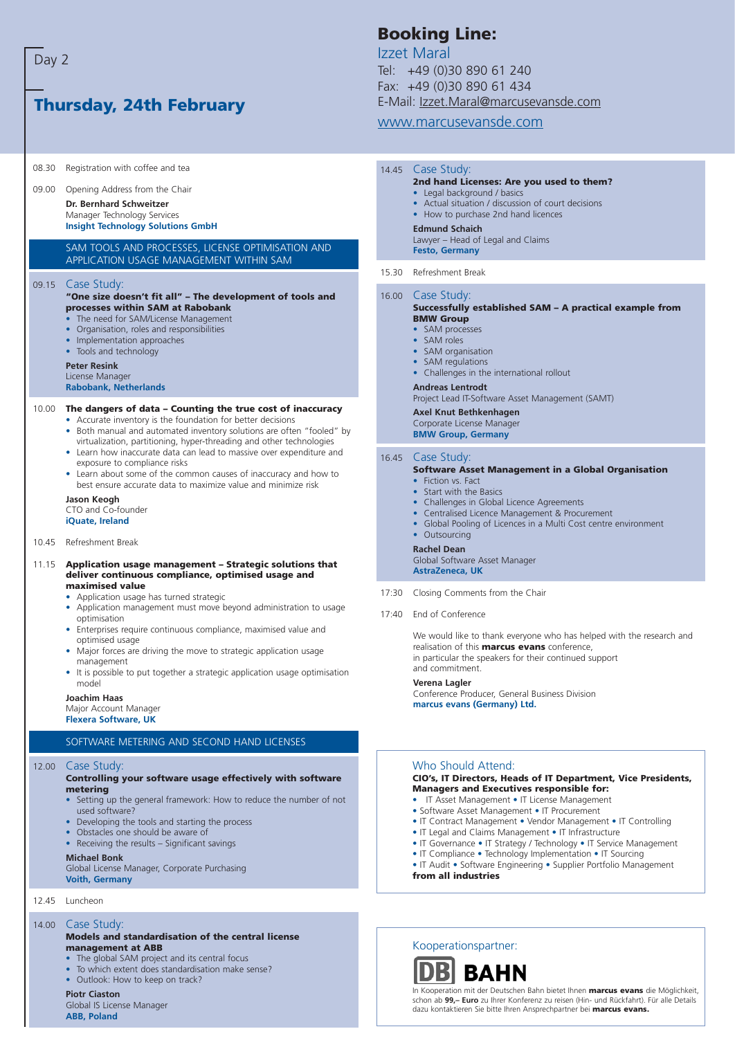Day 2

## Thursday, 24th February

## Booking Line:

Izzet Maral
Tel: +49 (0)30 890 61 240
Fax: +49 (0)30 890 61 434
E-Mail: Izzet.Maral@marcusevansde.com

www.marcusevansde.com

08.30 Registration with coffee and tea

09.00 Opening Address from the Chair

**Dr. Bernhard Schweitzer**
Manager Technology Services
**Insight Technology Solutions GmbH**

### SAM TOOLS AND PROCESSES, LICENSE OPTIMISATION AND APPLICATION USAGE MANAGEMENT WITHIN SAM

09.15 Case Study:
**"One size doesn't fit all" – The development of tools and processes within SAM at Rabobank**
- The need for SAM/License Management
- Organisation, roles and responsibilities
- Implementation approaches
- Tools and technology

**Peter Resink**
License Manager
**Rabobank, Netherlands**

10.00 **The dangers of data – Counting the true cost of inaccuracy**
- Accurate inventory is the foundation for better decisions
- Both manual and automated inventory solutions are often "fooled" by virtualization, partitioning, hyper-threading and other technologies
- Learn how inaccurate data can lead to massive over expenditure and exposure to compliance risks
- Learn about some of the common causes of inaccuracy and how to best ensure accurate data to maximize value and minimize risk

**Jason Keogh**
CTO and Co-founder
**iQuate, Ireland**

10.45 Refreshment Break

11.15 **Application usage management – Strategic solutions that deliver continuous compliance, optimised usage and maximised value**
- Application usage has turned strategic
- Application management must move beyond administration to usage optimisation
- Enterprises require continuous compliance, maximised value and optimised usage
- Major forces are driving the move to strategic application usage management
- It is possible to put together a strategic application usage optimisation model

**Joachim Haas**
Major Account Manager
**Flexera Software, UK**

### SOFTWARE METERING AND SECOND HAND LICENSES

12.00 Case Study:
**Controlling your software usage effectively with software metering**
- Setting up the general framework: How to reduce the number of not used software?
- Developing the tools and starting the process
- Obstacles one should be aware of
- Receiving the results – Significant savings

**Michael Bonk**
Global License Manager, Corporate Purchasing
**Voith, Germany**

12.45 Luncheon

14.00 Case Study:
**Models and standardisation of the central license management at ABB**
- The global SAM project and its central focus
- To which extent does standardisation make sense?
- Outlook: How to keep on track?

**Piotr Ciaston**
Global IS License Manager
**ABB, Poland**

14.45 Case Study:
**2nd hand Licenses: Are you used to them?**
- Legal background / basics
- Actual situation / discussion of court decisions
- How to purchase 2nd hand licences

**Edmund Schaich**
Lawyer – Head of Legal and Claims
**Festo, Germany**

15.30 Refreshment Break

16.00 Case Study:
**Successfully established SAM – A practical example from BMW Group**
- SAM processes
- SAM roles
- SAM organisation
- SAM regulations
- Challenges in the international rollout

**Andreas Lentrodt**
Project Lead IT-Software Asset Management (SAMT)

**Axel Knut Bethkenhagen**
Corporate License Manager
**BMW Group, Germany**

16.45 Case Study:
**Software Asset Management in a Global Organisation**
- Fiction vs. Fact
- Start with the Basics
- Challenges in Global Licence Agreements
- Centralised Licence Management & Procurement
- Global Pooling of Licences in a Multi Cost centre environment
- Outsourcing

**Rachel Dean**
Global Software Asset Manager
**AstraZeneca, UK**

17:30 Closing Comments from the Chair

17:40 End of Conference

We would like to thank everyone who has helped with the research and realisation of this **marcus evans** conference, in particular the speakers for their continued support and commitment.

**Verena Lagler**
Conference Producer, General Business Division
**marcus evans (Germany) Ltd.**

### Who Should Attend:

**CIO's, IT Directors, Heads of IT Department, Vice Presidents, Managers and Executives responsible for:**

- IT Asset Management • IT License Management
- Software Asset Management • IT Procurement
- IT Contract Management • Vendor Management • IT Controlling
- IT Legal and Claims Management • IT Infrastructure
- IT Governance • IT Strategy / Technology • IT Service Management
- IT Compliance • Technology Implementation • IT Sourcing
- IT Audit • Software Engineering • Supplier Portfolio Management

**from all industries**

### Kooperationspartner:

DB BAHN

In Kooperation mit der Deutschen Bahn bietet Ihnen **marcus evans** die Möglichkeit, schon ab **99,– Euro** zu Ihrer Konferenz zu reisen (Hin- und Rückfahrt). Für alle Details dazu kontaktieren Sie bitte Ihren Ansprechpartner bei **marcus evans.**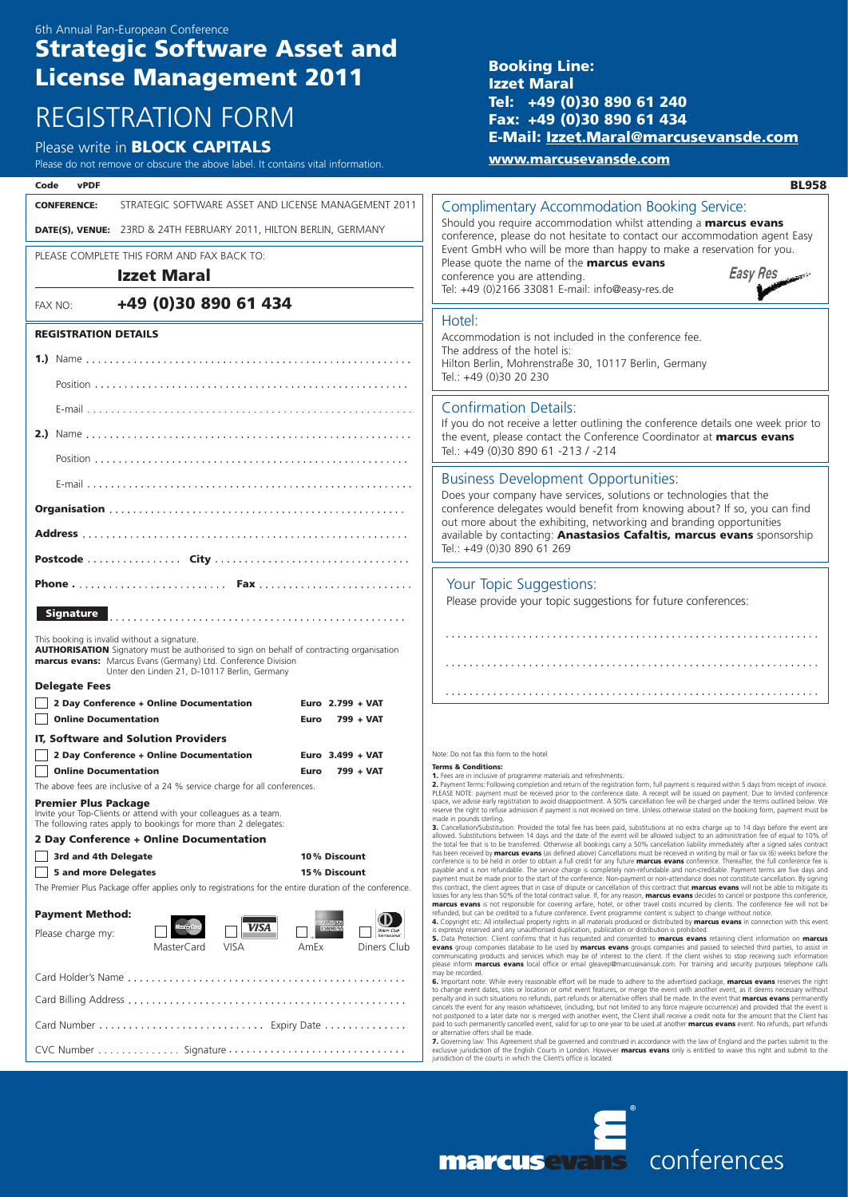6th Annual Pan-European Conference

# Strategic Software Asset and License Management 2011

# REGISTRATION FORM

Please write in **BLOCK CAPITALS**

Please do not remove or obscure the above label. It contains vital information.

**Booking Line:**
**Izzet Maral**
**Tel: +49 (0)30 890 61 240**
**Fax: +49 (0)30 890 61 434**
**E-Mail: Izzet.Maral@marcusevansde.com**
**www.marcusevansde.com**

**Code vPDF** **BL958**

**CONFERENCE:** STRATEGIC SOFTWARE ASSET AND LICENSE MANAGEMENT 2011

**DATE(S), VENUE:** 23RD & 24TH FEBRUARY 2011, HILTON BERLIN, GERMANY

PLEASE COMPLETE THIS FORM AND FAX BACK TO:

**Izzet Maral**

FAX NO: **+49 (0)30 890 61 434**

## REGISTRATION DETAILS

**1.)** Name ..........................................................

Position ..........................................................

E-mail ..........................................................

**2.)** Name ..........................................................

Position ..........................................................

E-mail ..........................................................

**Organisation** ..........................................................

**Address** ..........................................................

**Postcode** ................ **City** ..........................................

**Phone** .......................... **Fax** ..........................

**Signature** ..........................................................

This booking is invalid without a signature.
**AUTHORISATION** Signatory must be authorised to sign on behalf of contracting organisation
**marcus evans:** Marcus Evans (Germany) Ltd. Conference Division
Unter den Linden 21, D-10117 Berlin, Germany

### Delegate Fees

| | |
|---|---|
| ☐ **2 Day Conference + Online Documentation** | **Euro 2.799 + VAT** |
| ☐ **Online Documentation** | **Euro 799 + VAT** |

### IT, Software and Solution Providers

| | |
|---|---|
| ☐ **2 Day Conference + Online Documentation** | **Euro 3.499 + VAT** |
| ☐ **Online Documentation** | **Euro 799 + VAT** |

The above fees are inclusive of a 24 % service charge for all conferences.

### Premier Plus Package

Invite your Top-Clients or attend with your colleagues as a team.
The following rates apply to bookings for more than 2 delegates:

### 2 Day Conference + Online Documentation

| | |
|---|---|
| ☐ **3rd and 4th Delegate** | **10% Discount** |
| ☐ **5 and more Delegates** | **15% Discount** |

The Premier Plus Package offer applies only to registrations for the entire duration of the conference.

### Payment Method:

Please charge my: ☐ MasterCard ☐ VISA ☐ AmEx ☐ Diners Club

Card Holder's Name ..........................................................

Card Billing Address ..........................................................

Card Number ........................... Expiry Date ..............

CVC Number .............. Signature ..............................

## Complimentary Accommodation Booking Service:

Should you require accommodation whilst attending a **marcus evans** conference, please do not hesitate to contact our accommodation agent Easy Event GmbH who will be more than happy to make a reservation for you. Please quote the name of the **marcus evans** conference you are attending.
Tel: +49 (0)2166 33081 E-mail: info@easy-res.de

## Hotel:

Accommodation is not included in the conference fee.
The address of the hotel is:
Hilton Berlin, Mohrenstraße 30, 10117 Berlin, Germany
Tel.: +49 (0)30 20 230

## Confirmation Details:

If you do not receive a letter outlining the conference details one week prior to the event, please contact the Conference Coordinator at **marcus evans**
Tel.: +49 (0)30 890 61 -213 / -214

## Business Development Opportunities:

Does your company have services, solutions or technologies that the conference delegates would benefit from knowing about? If so, you can find out more about the exhibiting, networking and branding opportunities available by contacting: **Anastasios Cafaltis, marcus evans** sponsorship
Tel.: +49 (0)30 890 61 269

## Your Topic Suggestions:

Please provide your topic suggestions for future conferences:

..........................................................

..........................................................

..........................................................

Note: Do not fax this form to the hotel

**Terms & Conditions:**

**1.** Fees are in inclusive of programme materials and refreshments.

**2.** Payment Terms: Following completion and return of the registration form, full payment is required within 5 days from receipt of invoice. PLEASE NOTE: payment must be received prior to the conference date. A receipt will be issued on payment. Due to limited conference space, we advise early registration to avoid disappointment. A 50% cancellation fee will be charged under the terms outlined below. We reserve the right to refuse admission if payment is not received on time. Unless otherwise stated on the booking form, payment must be made in pounds sterling.

**3.** Cancellation/Substitution: Provided the total fee has been paid, substitutions at no extra charge up to 14 days before the event are allowed. Substitutions between 14 days and the date of the event will be allowed subject to an administration fee of equal to 10% of the total fee that is to be transferred. Otherwise all bookings carry a 50% cancellation liability immediately after a signed sales contract has been received by **marcus evans** (as defined above) Cancellations must be received in writing by mail or fax six (6) weeks before the conference is to be held in order to obtain a full credit for any future **marcus evans** conference. Thereafter, the full conference fee is payable and is non refundable. The service charge is completely non-refundable and non-creditable. Payment terms are five days and payment must be made prior to the start of the conference. Non-payment or non-attendance does not constitute cancellation. By signing this contract, the client agrees that in case of dispute or cancellation of this contract that **marcus evans** will not be able to mitigate its losses for any less than 50% of the total contract value. If, for any reason, **marcus evans** decides to cancel or postpone this conference, **marcus evans** is not responsible for covering airfare, hotel, or other travel costs incurred by clients. The conference fee will not be refunded, but can be credited to a future conference. Event programme content is subject to change without notice.

**4.** Copyright etc: All intellectual property rights in all materials produced or distributed by **marcus evans** in connection with this event is expressly reserved and any unauthorised duplication, publication or distribution is prohibited.

**5.** Data Protection: Client confirms that it has requested and consented to **marcus evans** retaining client information on **marcus evans** group companies database to be used by **marcus evans** groups companies and passed to selected third parties, to assist in communicating products and services which may be of interest to the client. If the client wishes to stop receiving such information please inform **marcus evans** local office or email gleavep@marcusevansuk.com. For training and security purposes telephone calls may be recorded.

**6.** Important note: While every reasonable effort will be made to adhere to the advertised package, **marcus evans** reserves the right to change event dates, sites or location or omit event features, or merge the event with another event, as it deems necessary without penalty and in such situations no refunds, part refunds or alternative offers shall be made. In the event that **marcus evans** permanently cancels the event for any reason whatsoever, (including, but not limited to any force majeure occurrence) and provided that the event is not postponed to a later date nor is merged with another event, the Client shall receive a credit note for the amount that the Client has paid to such permanently cancelled event, valid for up to one year to be used at another **marcus evans** event. No refunds, part refunds or alternative offers shall be made.

**7.** Governing law: This Agreement shall be governed and construed in accordance with the law of England and the parties submit to the exclusive jurisdiction of the English Courts in London. However **marcus evans** only is entitled to waive this right and submit to the jurisdiction of the courts in which the Client's office is located.

**marcus evans** conferences